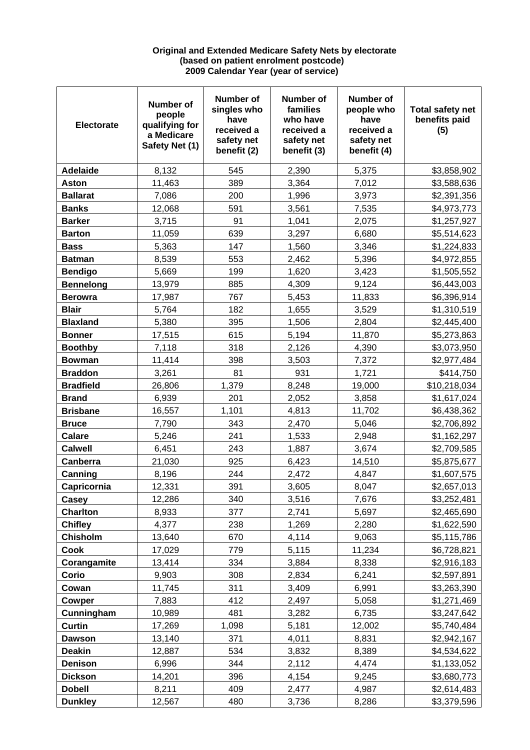**Original and Extended Medicare Safety Nets by electorate**
**(based on patient enrolment postcode)**
**2009 Calendar Year (year of service)**

| Electorate | Number of people qualifying for a Medicare Safety Net (1) | Number of singles who have received a safety net benefit (2) | Number of families who have received a safety net benefit (3) | Number of people who have received a safety net benefit (4) | Total safety net benefits paid (5) |
|---|---|---|---|---|---|
| **Adelaide** | 8,132 | 545 | 2,390 | 5,375 | $3,858,902 |
| **Aston** | 11,463 | 389 | 3,364 | 7,012 | $3,588,636 |
| **Ballarat** | 7,086 | 200 | 1,996 | 3,973 | $2,391,356 |
| **Banks** | 12,068 | 591 | 3,561 | 7,535 | $4,973,773 |
| **Barker** | 3,715 | 91 | 1,041 | 2,075 | $1,257,927 |
| **Barton** | 11,059 | 639 | 3,297 | 6,680 | $5,514,623 |
| **Bass** | 5,363 | 147 | 1,560 | 3,346 | $1,224,833 |
| **Batman** | 8,539 | 553 | 2,462 | 5,396 | $4,972,855 |
| **Bendigo** | 5,669 | 199 | 1,620 | 3,423 | $1,505,552 |
| **Bennelong** | 13,979 | 885 | 4,309 | 9,124 | $6,443,003 |
| **Berowra** | 17,987 | 767 | 5,453 | 11,833 | $6,396,914 |
| **Blair** | 5,764 | 182 | 1,655 | 3,529 | $1,310,519 |
| **Blaxland** | 5,380 | 395 | 1,506 | 2,804 | $2,445,400 |
| **Bonner** | 17,515 | 615 | 5,194 | 11,870 | $5,273,863 |
| **Boothby** | 7,118 | 318 | 2,126 | 4,390 | $3,073,950 |
| **Bowman** | 11,414 | 398 | 3,503 | 7,372 | $2,977,484 |
| **Braddon** | 3,261 | 81 | 931 | 1,721 | $414,750 |
| **Bradfield** | 26,806 | 1,379 | 8,248 | 19,000 | $10,218,034 |
| **Brand** | 6,939 | 201 | 2,052 | 3,858 | $1,617,024 |
| **Brisbane** | 16,557 | 1,101 | 4,813 | 11,702 | $6,438,362 |
| **Bruce** | 7,790 | 343 | 2,470 | 5,046 | $2,706,892 |
| **Calare** | 5,246 | 241 | 1,533 | 2,948 | $1,162,297 |
| **Calwell** | 6,451 | 243 | 1,887 | 3,674 | $2,709,585 |
| **Canberra** | 21,030 | 925 | 6,423 | 14,510 | $5,875,677 |
| **Canning** | 8,196 | 244 | 2,472 | 4,847 | $1,607,575 |
| **Capricornia** | 12,331 | 391 | 3,605 | 8,047 | $2,657,013 |
| **Casey** | 12,286 | 340 | 3,516 | 7,676 | $3,252,481 |
| **Charlton** | 8,933 | 377 | 2,741 | 5,697 | $2,465,690 |
| **Chifley** | 4,377 | 238 | 1,269 | 2,280 | $1,622,590 |
| **Chisholm** | 13,640 | 670 | 4,114 | 9,063 | $5,115,786 |
| **Cook** | 17,029 | 779 | 5,115 | 11,234 | $6,728,821 |
| **Corangamite** | 13,414 | 334 | 3,884 | 8,338 | $2,916,183 |
| **Corio** | 9,903 | 308 | 2,834 | 6,241 | $2,597,891 |
| **Cowan** | 11,745 | 311 | 3,409 | 6,991 | $3,263,390 |
| **Cowper** | 7,883 | 412 | 2,497 | 5,058 | $1,271,469 |
| **Cunningham** | 10,989 | 481 | 3,282 | 6,735 | $3,247,642 |
| **Curtin** | 17,269 | 1,098 | 5,181 | 12,002 | $5,740,484 |
| **Dawson** | 13,140 | 371 | 4,011 | 8,831 | $2,942,167 |
| **Deakin** | 12,887 | 534 | 3,832 | 8,389 | $4,534,622 |
| **Denison** | 6,996 | 344 | 2,112 | 4,474 | $1,133,052 |
| **Dickson** | 14,201 | 396 | 4,154 | 9,245 | $3,680,773 |
| **Dobell** | 8,211 | 409 | 2,477 | 4,987 | $2,614,483 |
| **Dunkley** | 12,567 | 480 | 3,736 | 8,286 | $3,379,596 |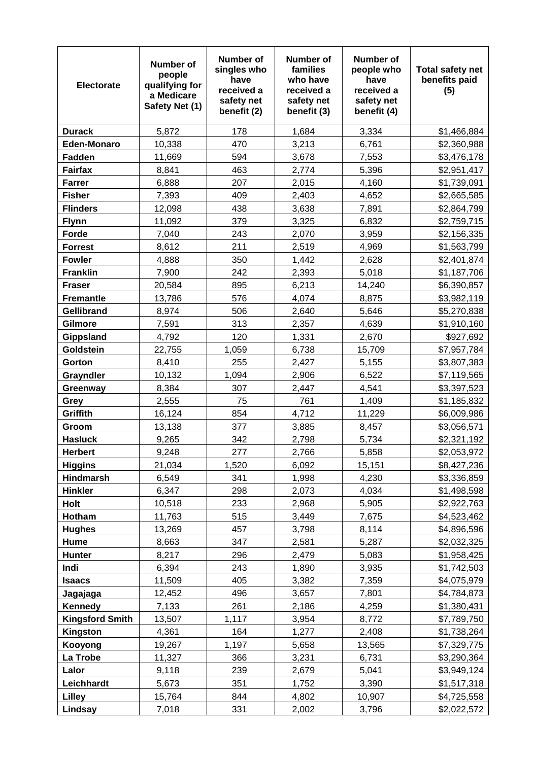| Electorate | Number of people qualifying for a Medicare Safety Net (1) | Number of singles who have received a safety net benefit (2) | Number of families who have received a safety net benefit (3) | Number of people who have received a safety net benefit (4) | Total safety net benefits paid (5) |
|---|---|---|---|---|---|
| **Durack** | 5,872 | 178 | 1,684 | 3,334 | $1,466,884 |
| **Eden-Monaro** | 10,338 | 470 | 3,213 | 6,761 | $2,360,988 |
| **Fadden** | 11,669 | 594 | 3,678 | 7,553 | $3,476,178 |
| **Fairfax** | 8,841 | 463 | 2,774 | 5,396 | $2,951,417 |
| **Farrer** | 6,888 | 207 | 2,015 | 4,160 | $1,739,091 |
| **Fisher** | 7,393 | 409 | 2,403 | 4,652 | $2,665,585 |
| **Flinders** | 12,098 | 438 | 3,638 | 7,891 | $2,864,799 |
| **Flynn** | 11,092 | 379 | 3,325 | 6,832 | $2,759,715 |
| **Forde** | 7,040 | 243 | 2,070 | 3,959 | $2,156,335 |
| **Forrest** | 8,612 | 211 | 2,519 | 4,969 | $1,563,799 |
| **Fowler** | 4,888 | 350 | 1,442 | 2,628 | $2,401,874 |
| **Franklin** | 7,900 | 242 | 2,393 | 5,018 | $1,187,706 |
| **Fraser** | 20,584 | 895 | 6,213 | 14,240 | $6,390,857 |
| **Fremantle** | 13,786 | 576 | 4,074 | 8,875 | $3,982,119 |
| **Gellibrand** | 8,974 | 506 | 2,640 | 5,646 | $5,270,838 |
| **Gilmore** | 7,591 | 313 | 2,357 | 4,639 | $1,910,160 |
| **Gippsland** | 4,792 | 120 | 1,331 | 2,670 | $927,692 |
| **Goldstein** | 22,755 | 1,059 | 6,738 | 15,709 | $7,957,784 |
| **Gorton** | 8,410 | 255 | 2,427 | 5,155 | $3,807,383 |
| **Grayndler** | 10,132 | 1,094 | 2,906 | 6,522 | $7,119,565 |
| **Greenway** | 8,384 | 307 | 2,447 | 4,541 | $3,397,523 |
| **Grey** | 2,555 | 75 | 761 | 1,409 | $1,185,832 |
| **Griffith** | 16,124 | 854 | 4,712 | 11,229 | $6,009,986 |
| **Groom** | 13,138 | 377 | 3,885 | 8,457 | $3,056,571 |
| **Hasluck** | 9,265 | 342 | 2,798 | 5,734 | $2,321,192 |
| **Herbert** | 9,248 | 277 | 2,766 | 5,858 | $2,053,972 |
| **Higgins** | 21,034 | 1,520 | 6,092 | 15,151 | $8,427,236 |
| **Hindmarsh** | 6,549 | 341 | 1,998 | 4,230 | $3,336,859 |
| **Hinkler** | 6,347 | 298 | 2,073 | 4,034 | $1,498,598 |
| **Holt** | 10,518 | 233 | 2,968 | 5,905 | $2,922,763 |
| **Hotham** | 11,763 | 515 | 3,449 | 7,675 | $4,523,462 |
| **Hughes** | 13,269 | 457 | 3,798 | 8,114 | $4,896,596 |
| **Hume** | 8,663 | 347 | 2,581 | 5,287 | $2,032,325 |
| **Hunter** | 8,217 | 296 | 2,479 | 5,083 | $1,958,425 |
| **Indi** | 6,394 | 243 | 1,890 | 3,935 | $1,742,503 |
| **Isaacs** | 11,509 | 405 | 3,382 | 7,359 | $4,075,979 |
| **Jagajaga** | 12,452 | 496 | 3,657 | 7,801 | $4,784,873 |
| **Kennedy** | 7,133 | 261 | 2,186 | 4,259 | $1,380,431 |
| **Kingsford Smith** | 13,507 | 1,117 | 3,954 | 8,772 | $7,789,750 |
| **Kingston** | 4,361 | 164 | 1,277 | 2,408 | $1,738,264 |
| **Kooyong** | 19,267 | 1,197 | 5,658 | 13,565 | $7,329,775 |
| **La Trobe** | 11,327 | 366 | 3,231 | 6,731 | $3,290,364 |
| **Lalor** | 9,118 | 239 | 2,679 | 5,041 | $3,949,124 |
| **Leichhardt** | 5,673 | 351 | 1,752 | 3,390 | $1,517,318 |
| **Lilley** | 15,764 | 844 | 4,802 | 10,907 | $4,725,558 |
| **Lindsay** | 7,018 | 331 | 2,002 | 3,796 | $2,022,572 |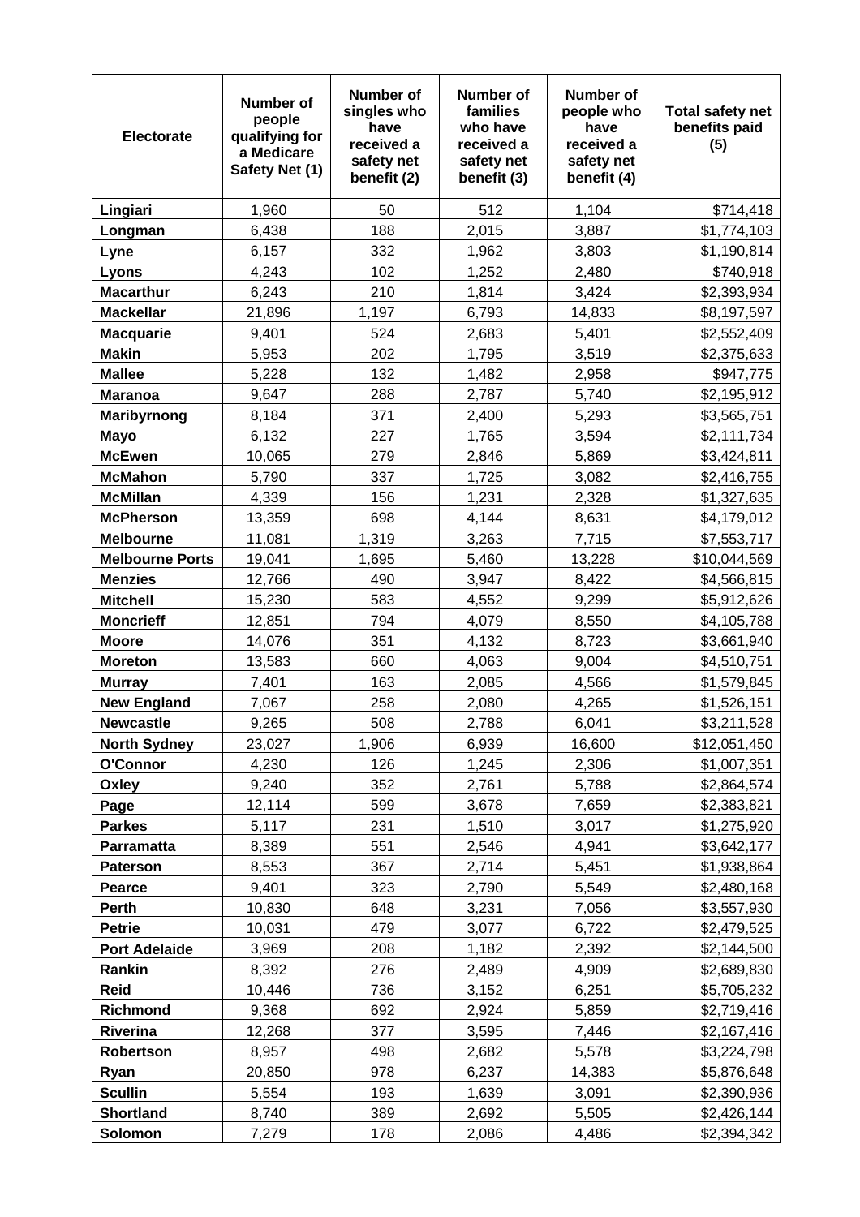| Electorate | Number of people qualifying for a Medicare Safety Net (1) | Number of singles who have received a safety net benefit (2) | Number of families who have received a safety net benefit (3) | Number of people who have received a safety net benefit (4) | Total safety net benefits paid (5) |
|---|---|---|---|---|---|
| **Lingiari** | 1,960 | 50 | 512 | 1,104 | $714,418 |
| **Longman** | 6,438 | 188 | 2,015 | 3,887 | $1,774,103 |
| **Lyne** | 6,157 | 332 | 1,962 | 3,803 | $1,190,814 |
| **Lyons** | 4,243 | 102 | 1,252 | 2,480 | $740,918 |
| **Macarthur** | 6,243 | 210 | 1,814 | 3,424 | $2,393,934 |
| **Mackellar** | 21,896 | 1,197 | 6,793 | 14,833 | $8,197,597 |
| **Macquarie** | 9,401 | 524 | 2,683 | 5,401 | $2,552,409 |
| **Makin** | 5,953 | 202 | 1,795 | 3,519 | $2,375,633 |
| **Mallee** | 5,228 | 132 | 1,482 | 2,958 | $947,775 |
| **Maranoa** | 9,647 | 288 | 2,787 | 5,740 | $2,195,912 |
| **Maribyrnong** | 8,184 | 371 | 2,400 | 5,293 | $3,565,751 |
| **Mayo** | 6,132 | 227 | 1,765 | 3,594 | $2,111,734 |
| **McEwen** | 10,065 | 279 | 2,846 | 5,869 | $3,424,811 |
| **McMahon** | 5,790 | 337 | 1,725 | 3,082 | $2,416,755 |
| **McMillan** | 4,339 | 156 | 1,231 | 2,328 | $1,327,635 |
| **McPherson** | 13,359 | 698 | 4,144 | 8,631 | $4,179,012 |
| **Melbourne** | 11,081 | 1,319 | 3,263 | 7,715 | $7,553,717 |
| **Melbourne Ports** | 19,041 | 1,695 | 5,460 | 13,228 | $10,044,569 |
| **Menzies** | 12,766 | 490 | 3,947 | 8,422 | $4,566,815 |
| **Mitchell** | 15,230 | 583 | 4,552 | 9,299 | $5,912,626 |
| **Moncrieff** | 12,851 | 794 | 4,079 | 8,550 | $4,105,788 |
| **Moore** | 14,076 | 351 | 4,132 | 8,723 | $3,661,940 |
| **Moreton** | 13,583 | 660 | 4,063 | 9,004 | $4,510,751 |
| **Murray** | 7,401 | 163 | 2,085 | 4,566 | $1,579,845 |
| **New England** | 7,067 | 258 | 2,080 | 4,265 | $1,526,151 |
| **Newcastle** | 9,265 | 508 | 2,788 | 6,041 | $3,211,528 |
| **North Sydney** | 23,027 | 1,906 | 6,939 | 16,600 | $12,051,450 |
| **O'Connor** | 4,230 | 126 | 1,245 | 2,306 | $1,007,351 |
| **Oxley** | 9,240 | 352 | 2,761 | 5,788 | $2,864,574 |
| **Page** | 12,114 | 599 | 3,678 | 7,659 | $2,383,821 |
| **Parkes** | 5,117 | 231 | 1,510 | 3,017 | $1,275,920 |
| **Parramatta** | 8,389 | 551 | 2,546 | 4,941 | $3,642,177 |
| **Paterson** | 8,553 | 367 | 2,714 | 5,451 | $1,938,864 |
| **Pearce** | 9,401 | 323 | 2,790 | 5,549 | $2,480,168 |
| **Perth** | 10,830 | 648 | 3,231 | 7,056 | $3,557,930 |
| **Petrie** | 10,031 | 479 | 3,077 | 6,722 | $2,479,525 |
| **Port Adelaide** | 3,969 | 208 | 1,182 | 2,392 | $2,144,500 |
| **Rankin** | 8,392 | 276 | 2,489 | 4,909 | $2,689,830 |
| **Reid** | 10,446 | 736 | 3,152 | 6,251 | $5,705,232 |
| **Richmond** | 9,368 | 692 | 2,924 | 5,859 | $2,719,416 |
| **Riverina** | 12,268 | 377 | 3,595 | 7,446 | $2,167,416 |
| **Robertson** | 8,957 | 498 | 2,682 | 5,578 | $3,224,798 |
| **Ryan** | 20,850 | 978 | 6,237 | 14,383 | $5,876,648 |
| **Scullin** | 5,554 | 193 | 1,639 | 3,091 | $2,390,936 |
| **Shortland** | 8,740 | 389 | 2,692 | 5,505 | $2,426,144 |
| **Solomon** | 7,279 | 178 | 2,086 | 4,486 | $2,394,342 |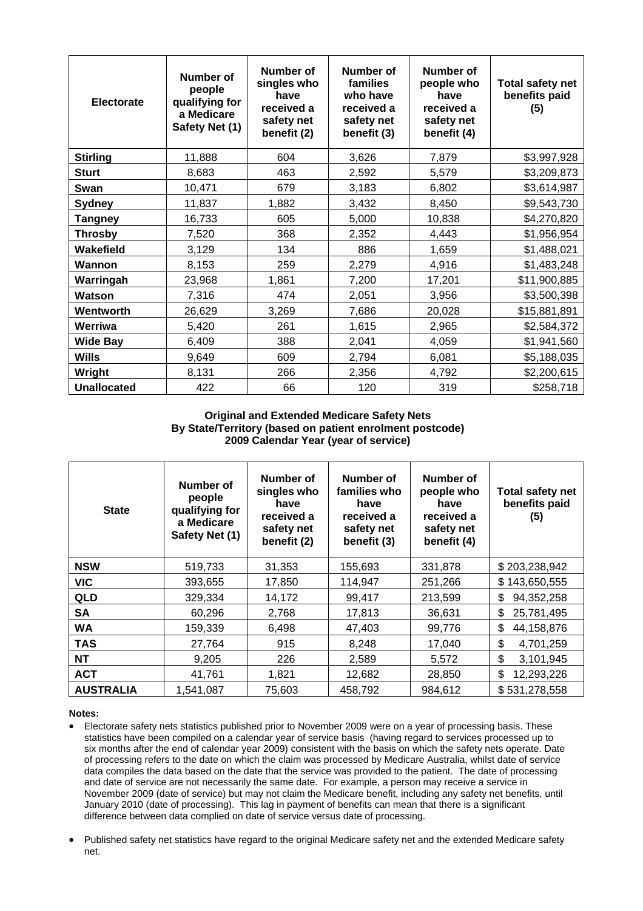| Electorate | Number of people qualifying for a Medicare Safety Net (1) | Number of singles who have received a safety net benefit (2) | Number of families who have received a safety net benefit (3) | Number of people who have received a safety net benefit (4) | Total safety net benefits paid (5) |
|---|---|---|---|---|---|
| **Stirling** | 11,888 | 604 | 3,626 | 7,879 | $3,997,928 |
| **Sturt** | 8,683 | 463 | 2,592 | 5,579 | $3,209,873 |
| **Swan** | 10,471 | 679 | 3,183 | 6,802 | $3,614,987 |
| **Sydney** | 11,837 | 1,882 | 3,432 | 8,450 | $9,543,730 |
| **Tangney** | 16,733 | 605 | 5,000 | 10,838 | $4,270,820 |
| **Throsby** | 7,520 | 368 | 2,352 | 4,443 | $1,956,954 |
| **Wakefield** | 3,129 | 134 | 886 | 1,659 | $1,488,021 |
| **Wannon** | 8,153 | 259 | 2,279 | 4,916 | $1,483,248 |
| **Warringah** | 23,968 | 1,861 | 7,200 | 17,201 | $11,900,885 |
| **Watson** | 7,316 | 474 | 2,051 | 3,956 | $3,500,398 |
| **Wentworth** | 26,629 | 3,269 | 7,686 | 20,028 | $15,881,891 |
| **Werriwa** | 5,420 | 261 | 1,615 | 2,965 | $2,584,372 |
| **Wide Bay** | 6,409 | 388 | 2,041 | 4,059 | $1,941,560 |
| **Wills** | 9,649 | 609 | 2,794 | 6,081 | $5,188,035 |
| **Wright** | 8,131 | 266 | 2,356 | 4,792 | $2,200,615 |
| **Unallocated** | 422 | 66 | 120 | 319 | $258,718 |

**Original and Extended Medicare Safety Nets**
**By State/Territory (based on patient enrolment postcode)**
**2009 Calendar Year (year of service)**

| State | Number of people qualifying for a Medicare Safety Net (1) | Number of singles who have received a safety net benefit (2) | Number of families who have received a safety net benefit (3) | Number of people who have received a safety net benefit (4) | Total safety net benefits paid (5) |
|---|---|---|---|---|---|
| **NSW** | 519,733 | 31,353 | 155,693 | 331,878 | $ 203,238,942 |
| **VIC** | 393,655 | 17,850 | 114,947 | 251,266 | $ 143,650,555 |
| **QLD** | 329,334 | 14,172 | 99,417 | 213,599 | $ 94,352,258 |
| **SA** | 60,296 | 2,768 | 17,813 | 36,631 | $ 25,781,495 |
| **WA** | 159,339 | 6,498 | 47,403 | 99,776 | $ 44,158,876 |
| **TAS** | 27,764 | 915 | 8,248 | 17,040 | $ 4,701,259 |
| **NT** | 9,205 | 226 | 2,589 | 5,572 | $ 3,101,945 |
| **ACT** | 41,761 | 1,821 | 12,682 | 28,850 | $ 12,293,226 |
| **AUSTRALIA** | 1,541,087 | 75,603 | 458,792 | 984,612 | $ 531,278,558 |

**Notes:**

- Electorate safety nets statistics published prior to November 2009 were on a year of processing basis. These statistics have been compiled on a calendar year of service basis (having regard to services processed up to six months after the end of calendar year 2009) consistent with the basis on which the safety nets operate. Date of processing refers to the date on which the claim was processed by Medicare Australia, whilst date of service data compiles the data based on the date that the service was provided to the patient. The date of processing and date of service are not necessarily the same date. For example, a person may receive a service in November 2009 (date of service) but may not claim the Medicare benefit, including any safety net benefits, until January 2010 (date of processing). This lag in payment of benefits can mean that there is a significant difference between data complied on date of service versus date of processing.

- Published safety net statistics have regard to the original Medicare safety net and the extended Medicare safety net.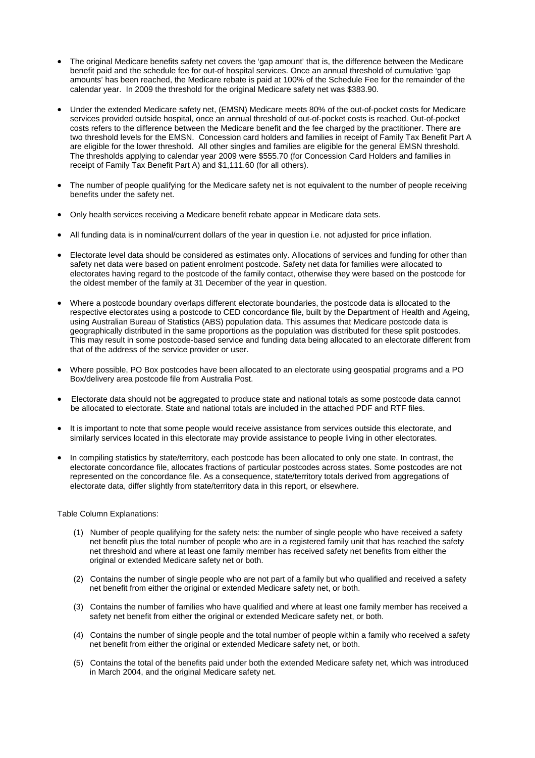- The original Medicare benefits safety net covers the 'gap amount' that is, the difference between the Medicare benefit paid and the schedule fee for out-of hospital services. Once an annual threshold of cumulative 'gap amounts' has been reached, the Medicare rebate is paid at 100% of the Schedule Fee for the remainder of the calendar year. In 2009 the threshold for the original Medicare safety net was $383.90.

- Under the extended Medicare safety net, (EMSN) Medicare meets 80% of the out-of-pocket costs for Medicare services provided outside hospital, once an annual threshold of out-of-pocket costs is reached. Out-of-pocket costs refers to the difference between the Medicare benefit and the fee charged by the practitioner. There are two threshold levels for the EMSN. Concession card holders and families in receipt of Family Tax Benefit Part A are eligible for the lower threshold. All other singles and families are eligible for the general EMSN threshold. The thresholds applying to calendar year 2009 were $555.70 (for Concession Card Holders and families in receipt of Family Tax Benefit Part A) and $1,111.60 (for all others).

- The number of people qualifying for the Medicare safety net is not equivalent to the number of people receiving benefits under the safety net.

- Only health services receiving a Medicare benefit rebate appear in Medicare data sets.

- All funding data is in nominal/current dollars of the year in question i.e. not adjusted for price inflation.

- Electorate level data should be considered as estimates only. Allocations of services and funding for other than safety net data were based on patient enrolment postcode. Safety net data for families were allocated to electorates having regard to the postcode of the family contact, otherwise they were based on the postcode for the oldest member of the family at 31 December of the year in question.

- Where a postcode boundary overlaps different electorate boundaries, the postcode data is allocated to the respective electorates using a postcode to CED concordance file, built by the Department of Health and Ageing, using Australian Bureau of Statistics (ABS) population data. This assumes that Medicare postcode data is geographically distributed in the same proportions as the population was distributed for these split postcodes. This may result in some postcode-based service and funding data being allocated to an electorate different from that of the address of the service provider or user.

- Where possible, PO Box postcodes have been allocated to an electorate using geospatial programs and a PO Box/delivery area postcode file from Australia Post.

- Electorate data should not be aggregated to produce state and national totals as some postcode data cannot be allocated to electorate. State and national totals are included in the attached PDF and RTF files.

- It is important to note that some people would receive assistance from services outside this electorate, and similarly services located in this electorate may provide assistance to people living in other electorates.

- In compiling statistics by state/territory, each postcode has been allocated to only one state. In contrast, the electorate concordance file, allocates fractions of particular postcodes across states. Some postcodes are not represented on the concordance file. As a consequence, state/territory totals derived from aggregations of electorate data, differ slightly from state/territory data in this report, or elsewhere.

Table Column Explanations:

(1) Number of people qualifying for the safety nets: the number of single people who have received a safety net benefit plus the total number of people who are in a registered family unit that has reached the safety net threshold and where at least one family member has received safety net benefits from either the original or extended Medicare safety net or both.

(2) Contains the number of single people who are not part of a family but who qualified and received a safety net benefit from either the original or extended Medicare safety net, or both.

(3) Contains the number of families who have qualified and where at least one family member has received a safety net benefit from either the original or extended Medicare safety net, or both.

(4) Contains the number of single people and the total number of people within a family who received a safety net benefit from either the original or extended Medicare safety net, or both.

(5) Contains the total of the benefits paid under both the extended Medicare safety net, which was introduced in March 2004, and the original Medicare safety net.